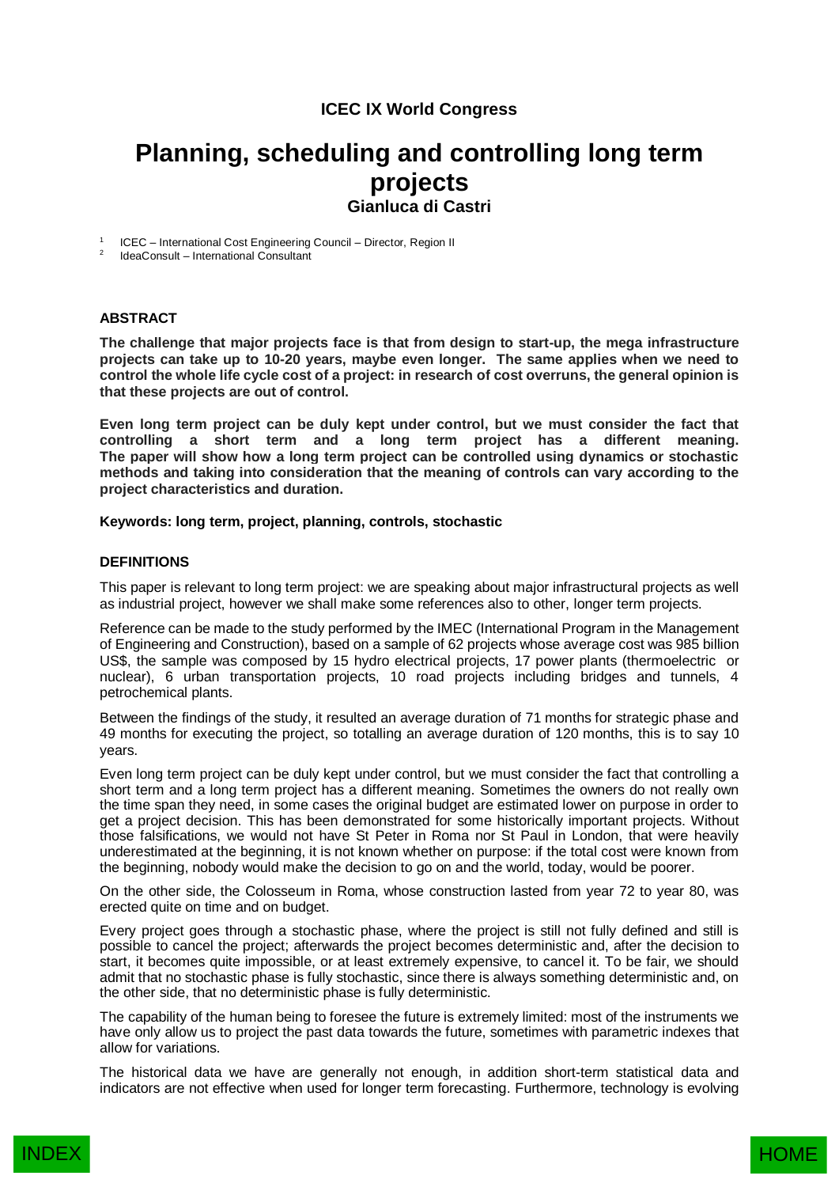**ICEC IX World Congress**

# Planning, scheduling and controlling long term projects

**Gianluca di Castri**

[1] ICEC – International Cost Engineering Council – Director, Region II
[2] IdeaConsult – International Consultant

## ABSTRACT

**The challenge that major projects face is that from design to start-up, the mega infrastructure projects can take up to 10-20 years, maybe even longer. The same applies when we need to control the whole life cycle cost of a project: in research of cost overruns, the general opinion is that these projects are out of control.**

**Even long term project can be duly kept under control, but we must consider the fact that controlling a short term and a long term project has a different meaning. The paper will show how a long term project can be controlled using dynamics or stochastic methods and taking into consideration that the meaning of controls can vary according to the project characteristics and duration.**

**Keywords: long term, project, planning, controls, stochastic**

## DEFINITIONS

This paper is relevant to long term project: we are speaking about major infrastructural projects as well as industrial project, however we shall make some references also to other, longer term projects.

Reference can be made to the study performed by the IMEC (International Program in the Management of Engineering and Construction), based on a sample of 62 projects whose average cost was 985 billion US$, the sample was composed by 15 hydro electrical projects, 17 power plants (thermoelectric or nuclear), 6 urban transportation projects, 10 road projects including bridges and tunnels, 4 petrochemical plants.

Between the findings of the study, it resulted an average duration of 71 months for strategic phase and 49 months for executing the project, so totalling an average duration of 120 months, this is to say 10 years.

Even long term project can be duly kept under control, but we must consider the fact that controlling a short term and a long term project has a different meaning. Sometimes the owners do not really own the time span they need, in some cases the original budget are estimated lower on purpose in order to get a project decision. This has been demonstrated for some historically important projects. Without those falsifications, we would not have St Peter in Roma nor St Paul in London, that were heavily underestimated at the beginning, it is not known whether on purpose: if the total cost were known from the beginning, nobody would make the decision to go on and the world, today, would be poorer.

On the other side, the Colosseum in Roma, whose construction lasted from year 72 to year 80, was erected quite on time and on budget.

Every project goes through a stochastic phase, where the project is still not fully defined and still is possible to cancel the project; afterwards the project becomes deterministic and, after the decision to start, it becomes quite impossible, or at least extremely expensive, to cancel it. To be fair, we should admit that no stochastic phase is fully stochastic, since there is always something deterministic and, on the other side, that no deterministic phase is fully deterministic.

The capability of the human being to foresee the future is extremely limited: most of the instruments we have only allow us to project the past data towards the future, sometimes with parametric indexes that allow for variations.

The historical data we have are generally not enough, in addition short-term statistical data and indicators are not effective when used for longer term forecasting. Furthermore, technology is evolving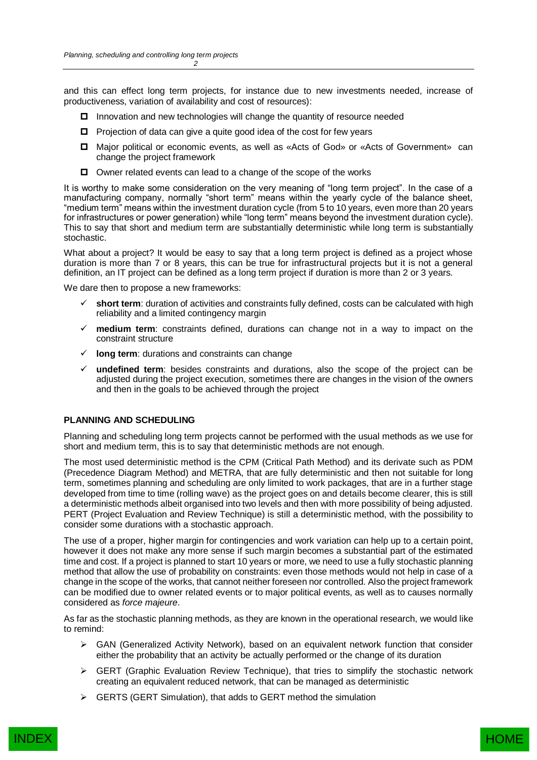and this can effect long term projects, for instance due to new investments needed, increase of productiveness, variation of availability and cost of resources):

- Innovation and new technologies will change the quantity of resource needed
- Projection of data can give a quite good idea of the cost for few years
- Major political or economic events, as well as «Acts of God» or «Acts of Government» can change the project framework
- Owner related events can lead to a change of the scope of the works

It is worthy to make some consideration on the very meaning of "long term project". In the case of a manufacturing company, normally "short term" means within the yearly cycle of the balance sheet, "medium term" means within the investment duration cycle (from 5 to 10 years, even more than 20 years for infrastructures or power generation) while "long term" means beyond the investment duration cycle). This to say that short and medium term are substantially deterministic while long term is substantially stochastic.

What about a project? It would be easy to say that a long term project is defined as a project whose duration is more than 7 or 8 years, this can be true for infrastructural projects but it is not a general definition, an IT project can be defined as a long term project if duration is more than 2 or 3 years.

We dare then to propose a new frameworks:

- **short term**: duration of activities and constraints fully defined, costs can be calculated with high reliability and a limited contingency margin
- **medium term**: constraints defined, durations can change not in a way to impact on the constraint structure
- **long term**: durations and constraints can change
- **undefined term**: besides constraints and durations, also the scope of the project can be adjusted during the project execution, sometimes there are changes in the vision of the owners and then in the goals to be achieved through the project

## PLANNING AND SCHEDULING

Planning and scheduling long term projects cannot be performed with the usual methods as we use for short and medium term, this is to say that deterministic methods are not enough.

The most used deterministic method is the CPM (Critical Path Method) and its derivate such as PDM (Precedence Diagram Method) and METRA, that are fully deterministic and then not suitable for long term, sometimes planning and scheduling are only limited to work packages, that are in a further stage developed from time to time (rolling wave) as the project goes on and details become clearer, this is still a deterministic methods albeit organised into two levels and then with more possibility of being adjusted. PERT (Project Evaluation and Review Technique) is still a deterministic method, with the possibility to consider some durations with a stochastic approach.

The use of a proper, higher margin for contingencies and work variation can help up to a certain point, however it does not make any more sense if such margin becomes a substantial part of the estimated time and cost. If a project is planned to start 10 years or more, we need to use a fully stochastic planning method that allow the use of probability on constraints: even those methods would not help in case of a change in the scope of the works, that cannot neither foreseen nor controlled. Also the project framework can be modified due to owner related events or to major political events, as well as to causes normally considered as *force majeure*.

As far as the stochastic planning methods, as they are known in the operational research, we would like to remind:

- GAN (Generalized Activity Network), based on an equivalent network function that consider either the probability that an activity be actually performed or the change of its duration
- GERT (Graphic Evaluation Review Technique), that tries to simplify the stochastic network creating an equivalent reduced network, that can be managed as deterministic
- GERTS (GERT Simulation), that adds to GERT method the simulation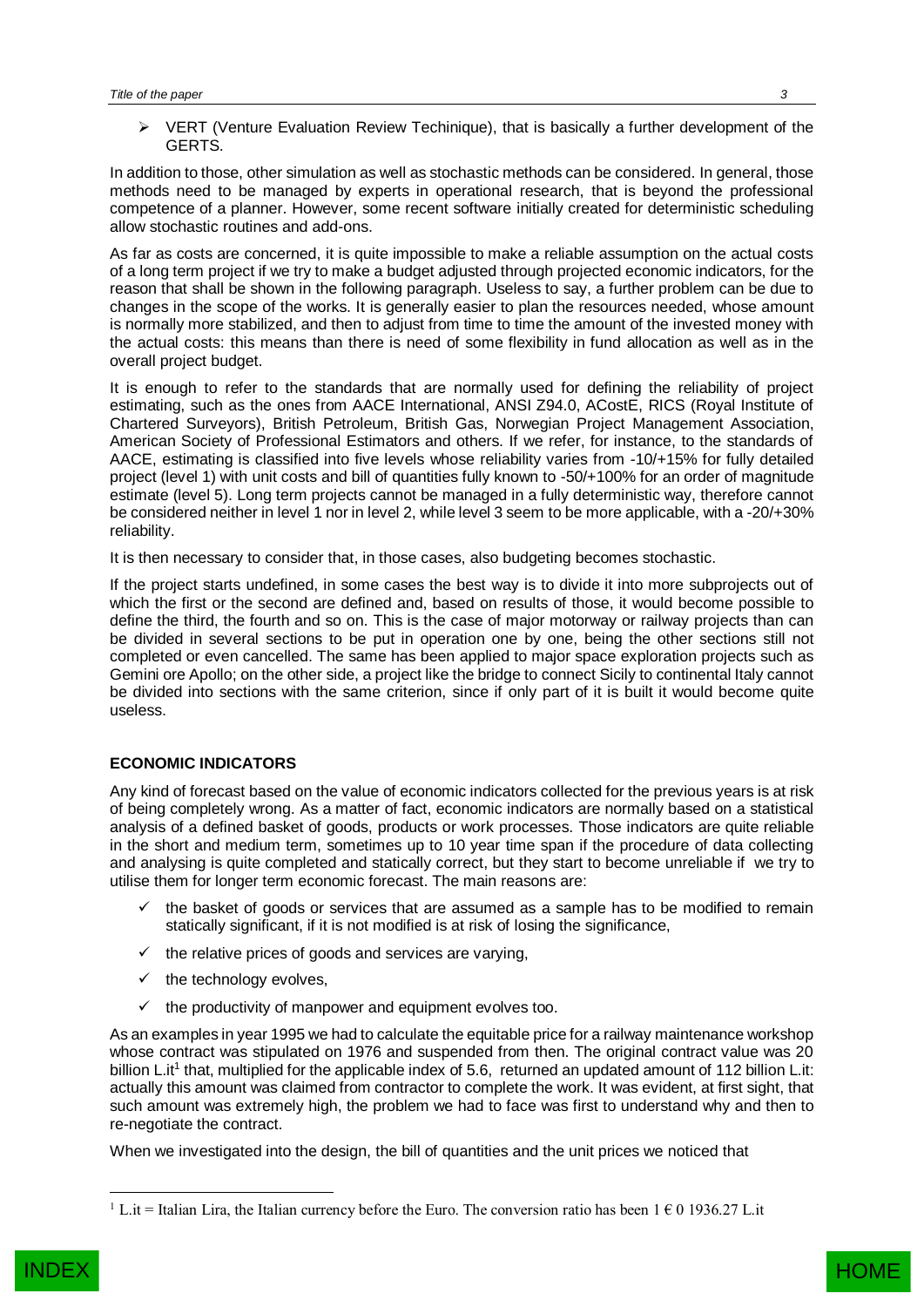- VERT (Venture Evaluation Review Techinique), that is basically a further development of the GERTS.

In addition to those, other simulation as well as stochastic methods can be considered. In general, those methods need to be managed by experts in operational research, that is beyond the professional competence of a planner. However, some recent software initially created for deterministic scheduling allow stochastic routines and add-ons.

As far as costs are concerned, it is quite impossible to make a reliable assumption on the actual costs of a long term project if we try to make a budget adjusted through projected economic indicators, for the reason that shall be shown in the following paragraph. Useless to say, a further problem can be due to changes in the scope of the works. It is generally easier to plan the resources needed, whose amount is normally more stabilized, and then to adjust from time to time the amount of the invested money with the actual costs: this means than there is need of some flexibility in fund allocation as well as in the overall project budget.

It is enough to refer to the standards that are normally used for defining the reliability of project estimating, such as the ones from AACE International, ANSI Z94.0, ACostE, RICS (Royal Institute of Chartered Surveyors), British Petroleum, British Gas, Norwegian Project Management Association, American Society of Professional Estimators and others. If we refer, for instance, to the standards of AACE, estimating is classified into five levels whose reliability varies from -10/+15% for fully detailed project (level 1) with unit costs and bill of quantities fully known to -50/+100% for an order of magnitude estimate (level 5). Long term projects cannot be managed in a fully deterministic way, therefore cannot be considered neither in level 1 nor in level 2, while level 3 seem to be more applicable, with a -20/+30% reliability.

It is then necessary to consider that, in those cases, also budgeting becomes stochastic.

If the project starts undefined, in some cases the best way is to divide it into more subprojects out of which the first or the second are defined and, based on results of those, it would become possible to define the third, the fourth and so on. This is the case of major motorway or railway projects than can be divided in several sections to be put in operation one by one, being the other sections still not completed or even cancelled. The same has been applied to major space exploration projects such as Gemini ore Apollo; on the other side, a project like the bridge to connect Sicily to continental Italy cannot be divided into sections with the same criterion, since if only part of it is built it would become quite useless.

## ECONOMIC INDICATORS

Any kind of forecast based on the value of economic indicators collected for the previous years is at risk of being completely wrong. As a matter of fact, economic indicators are normally based on a statistical analysis of a defined basket of goods, products or work processes. Those indicators are quite reliable in the short and medium term, sometimes up to 10 year time span if the procedure of data collecting and analysing is quite completed and statically correct, but they start to become unreliable if we try to utilise them for longer term economic forecast. The main reasons are:

- the basket of goods or services that are assumed as a sample has to be modified to remain statically significant, if it is not modified is at risk of losing the significance,
- the relative prices of goods and services are varying,
- the technology evolves,
- the productivity of manpower and equipment evolves too.

As an examples in year 1995 we had to calculate the equitable price for a railway maintenance workshop whose contract was stipulated on 1976 and suspended from then. The original contract value was 20 billion L.it[1] that, multiplied for the applicable index of 5.6, returned an updated amount of 112 billion L.it: actually this amount was claimed from contractor to complete the work. It was evident, at first sight, that such amount was extremely high, the problem we had to face was first to understand why and then to re-negotiate the contract.

When we investigated into the design, the bill of quantities and the unit prices we noticed that

[1] L.it = Italian Lira, the Italian currency before the Euro. The conversion ratio has been 1 € 0 1936.27 L.it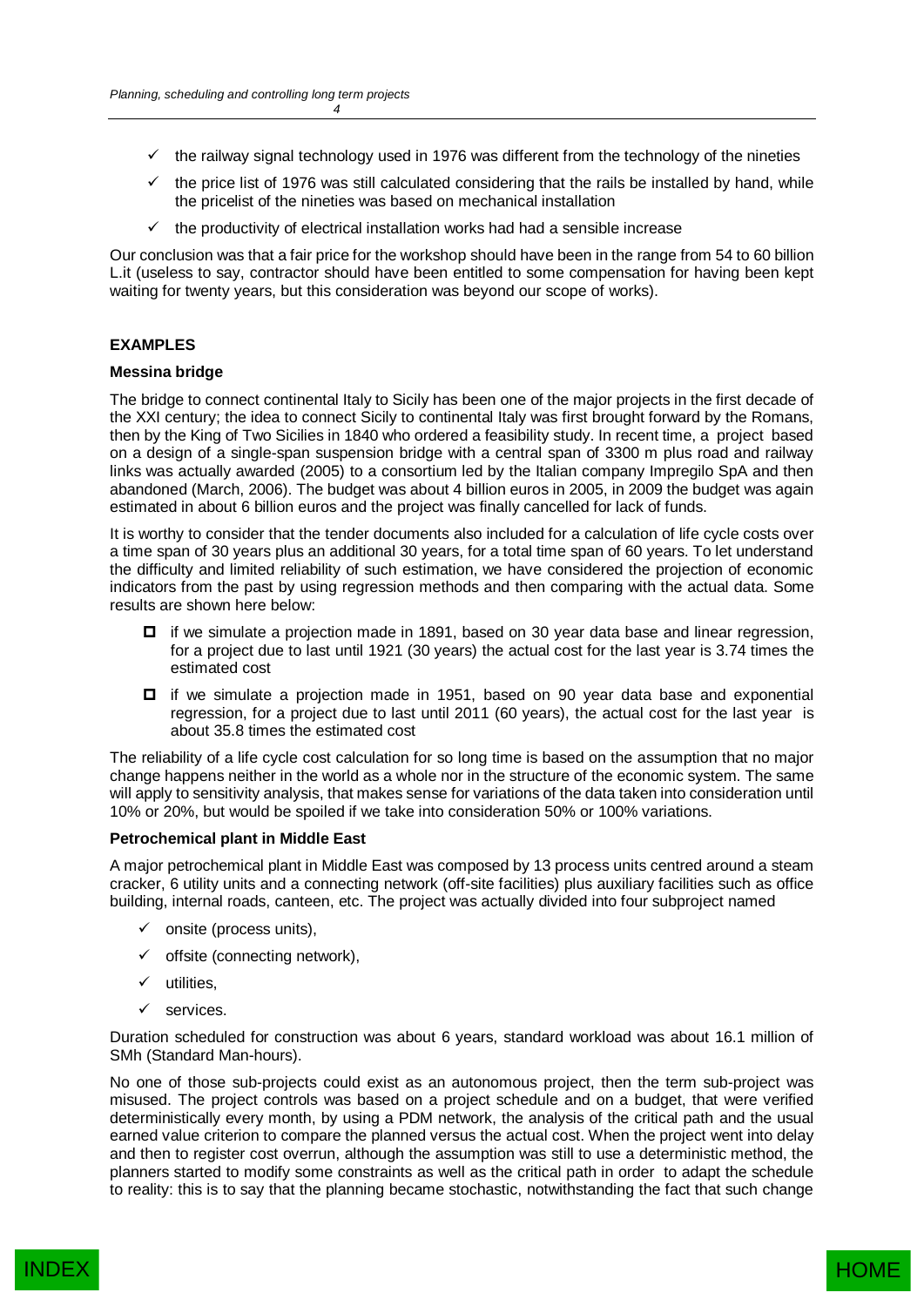- ✓ the railway signal technology used in 1976 was different from the technology of the nineties
- ✓ the price list of 1976 was still calculated considering that the rails be installed by hand, while the pricelist of the nineties was based on mechanical installation
- ✓ the productivity of electrical installation works had had a sensible increase

Our conclusion was that a fair price for the workshop should have been in the range from 54 to 60 billion L.it (useless to say, contractor should have been entitled to some compensation for having been kept waiting for twenty years, but this consideration was beyond our scope of works).

## EXAMPLES

### Messina bridge

The bridge to connect continental Italy to Sicily has been one of the major projects in the first decade of the XXI century; the idea to connect Sicily to continental Italy was first brought forward by the Romans, then by the King of Two Sicilies in 1840 who ordered a feasibility study. In recent time, a project based on a design of a single-span suspension bridge with a central span of 3300 m plus road and railway links was actually awarded (2005) to a consortium led by the Italian company Impregilo SpA and then abandoned (March, 2006). The budget was about 4 billion euros in 2005, in 2009 the budget was again estimated in about 6 billion euros and the project was finally cancelled for lack of funds.

It is worthy to consider that the tender documents also included for a calculation of life cycle costs over a time span of 30 years plus an additional 30 years, for a total time span of 60 years. To let understand the difficulty and limited reliability of such estimation, we have considered the projection of economic indicators from the past by using regression methods and then comparing with the actual data. Some results are shown here below:

- ☐ if we simulate a projection made in 1891, based on 30 year data base and linear regression, for a project due to last until 1921 (30 years) the actual cost for the last year is 3.74 times the estimated cost
- ☐ if we simulate a projection made in 1951, based on 90 year data base and exponential regression, for a project due to last until 2011 (60 years), the actual cost for the last year is about 35.8 times the estimated cost

The reliability of a life cycle cost calculation for so long time is based on the assumption that no major change happens neither in the world as a whole nor in the structure of the economic system. The same will apply to sensitivity analysis, that makes sense for variations of the data taken into consideration until 10% or 20%, but would be spoiled if we take into consideration 50% or 100% variations.

### Petrochemical plant in Middle East

A major petrochemical plant in Middle East was composed by 13 process units centred around a steam cracker, 6 utility units and a connecting network (off-site facilities) plus auxiliary facilities such as office building, internal roads, canteen, etc. The project was actually divided into four subproject named

- ✓ onsite (process units),
- ✓ offsite (connecting network),
- ✓ utilities,
- ✓ services.

Duration scheduled for construction was about 6 years, standard workload was about 16.1 million of SMh (Standard Man-hours).

No one of those sub-projects could exist as an autonomous project, then the term sub-project was misused. The project controls was based on a project schedule and on a budget, that were verified deterministically every month, by using a PDM network, the analysis of the critical path and the usual earned value criterion to compare the planned versus the actual cost. When the project went into delay and then to register cost overrun, although the assumption was still to use a deterministic method, the planners started to modify some constraints as well as the critical path in order to adapt the schedule to reality: this is to say that the planning became stochastic, notwithstanding the fact that such change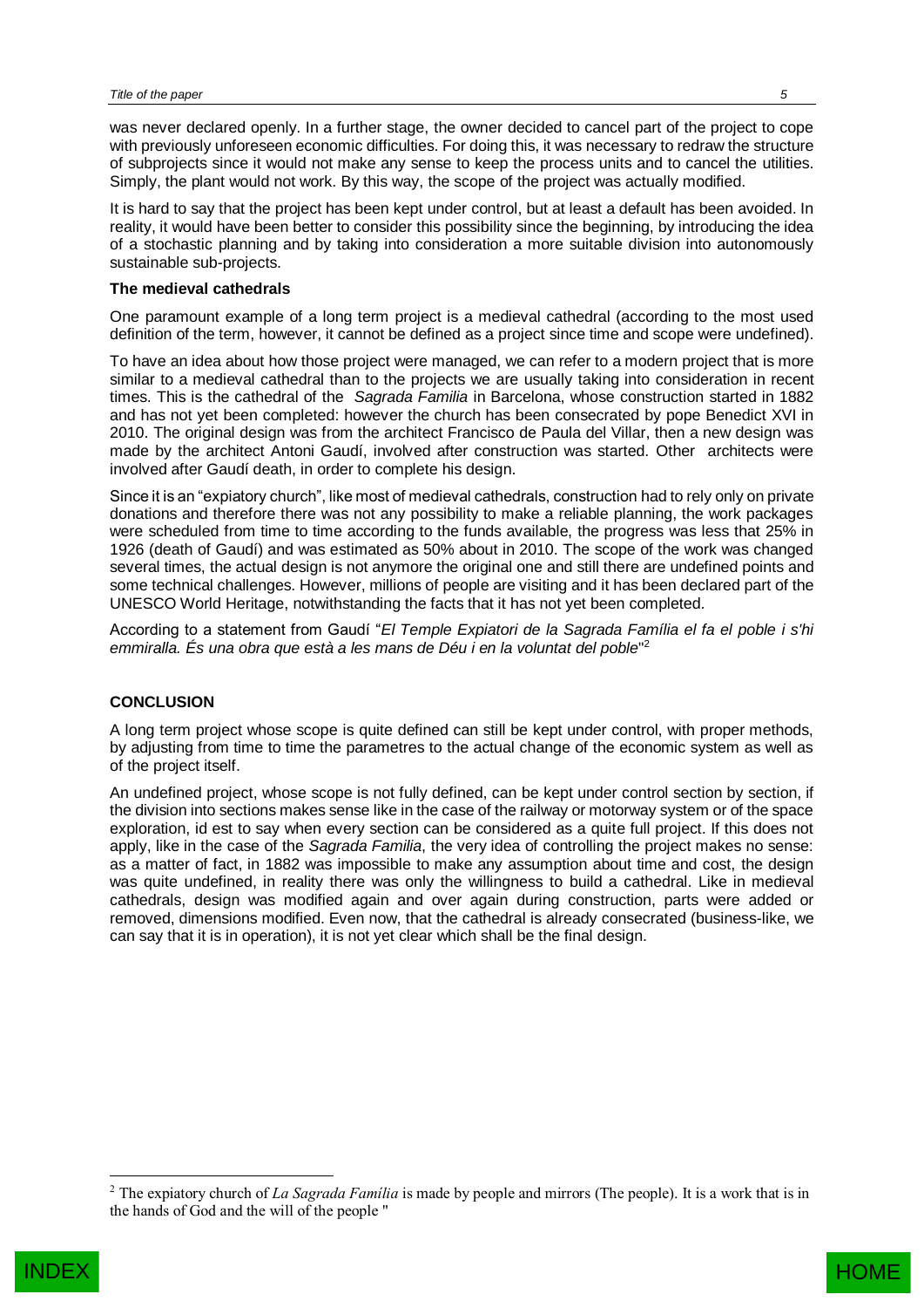was never declared openly. In a further stage, the owner decided to cancel part of the project to cope with previously unforeseen economic difficulties. For doing this, it was necessary to redraw the structure of subprojects since it would not make any sense to keep the process units and to cancel the utilities. Simply, the plant would not work. By this way, the scope of the project was actually modified.

It is hard to say that the project has been kept under control, but at least a default has been avoided. In reality, it would have been better to consider this possibility since the beginning, by introducing the idea of a stochastic planning and by taking into consideration a more suitable division into autonomously sustainable sub-projects.

**The medieval cathedrals**

One paramount example of a long term project is a medieval cathedral (according to the most used definition of the term, however, it cannot be defined as a project since time and scope were undefined).

To have an idea about how those project were managed, we can refer to a modern project that is more similar to a medieval cathedral than to the projects we are usually taking into consideration in recent times. This is the cathedral of the *Sagrada Familia* in Barcelona, whose construction started in 1882 and has not yet been completed: however the church has been consecrated by pope Benedict XVI in 2010. The original design was from the architect Francisco de Paula del Villar, then a new design was made by the architect Antoni Gaudí, involved after construction was started. Other architects were involved after Gaudí death, in order to complete his design.

Since it is an "expiatory church", like most of medieval cathedrals, construction had to rely only on private donations and therefore there was not any possibility to make a reliable planning, the work packages were scheduled from time to time according to the funds available, the progress was less that 25% in 1926 (death of Gaudí) and was estimated as 50% about in 2010. The scope of the work was changed several times, the actual design is not anymore the original one and still there are undefined points and some technical challenges. However, millions of people are visiting and it has been declared part of the UNESCO World Heritage, notwithstanding the facts that it has not yet been completed.

According to a statement from Gaudí "*El Temple Expiatori de la Sagrada Família el fa el poble i s'hi emmiralla. És una obra que està a les mans de Déu i en la voluntat del poble*"[2]

## CONCLUSION

A long term project whose scope is quite defined can still be kept under control, with proper methods, by adjusting from time to time the parametres to the actual change of the economic system as well as of the project itself.

An undefined project, whose scope is not fully defined, can be kept under control section by section, if the division into sections makes sense like in the case of the railway or motorway system or of the space exploration, id est to say when every section can be considered as a quite full project. If this does not apply, like in the case of the *Sagrada Familia*, the very idea of controlling the project makes no sense: as a matter of fact, in 1882 was impossible to make any assumption about time and cost, the design was quite undefined, in reality there was only the willingness to build a cathedral. Like in medieval cathedrals, design was modified again and over again during construction, parts were added or removed, dimensions modified. Even now, that the cathedral is already consecrated (business-like, we can say that it is in operation), it is not yet clear which shall be the final design.

---

[2] The expiatory church of *La Sagrada Família* is made by people and mirrors (The people). It is a work that is in the hands of God and the will of the people "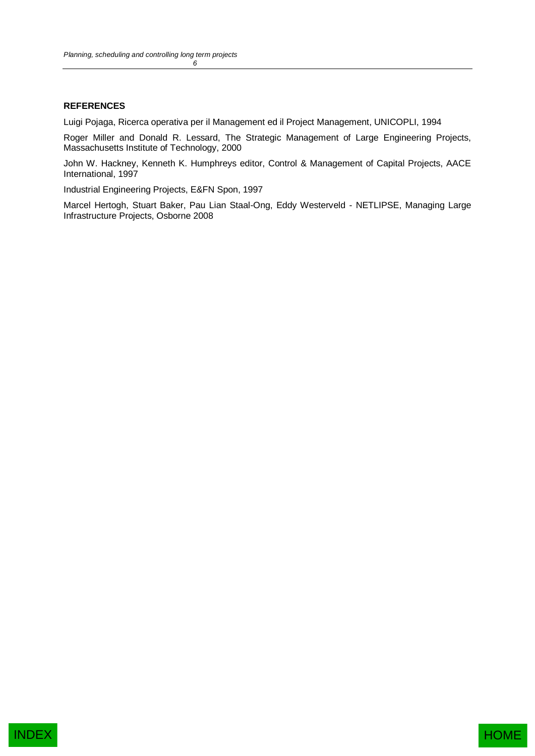**REFERENCES**

Luigi Pojaga, Ricerca operativa per il Management ed il Project Management, UNICOPLI, 1994

Roger Miller and Donald R. Lessard, The Strategic Management of Large Engineering Projects, Massachusetts Institute of Technology, 2000

John W. Hackney, Kenneth K. Humphreys editor, Control & Management of Capital Projects, AACE International, 1997

Industrial Engineering Projects, E&FN Spon, 1997

Marcel Hertogh, Stuart Baker, Pau Lian Staal-Ong, Eddy Westerveld - NETLIPSE, Managing Large Infrastructure Projects, Osborne 2008

INDEX

HOME